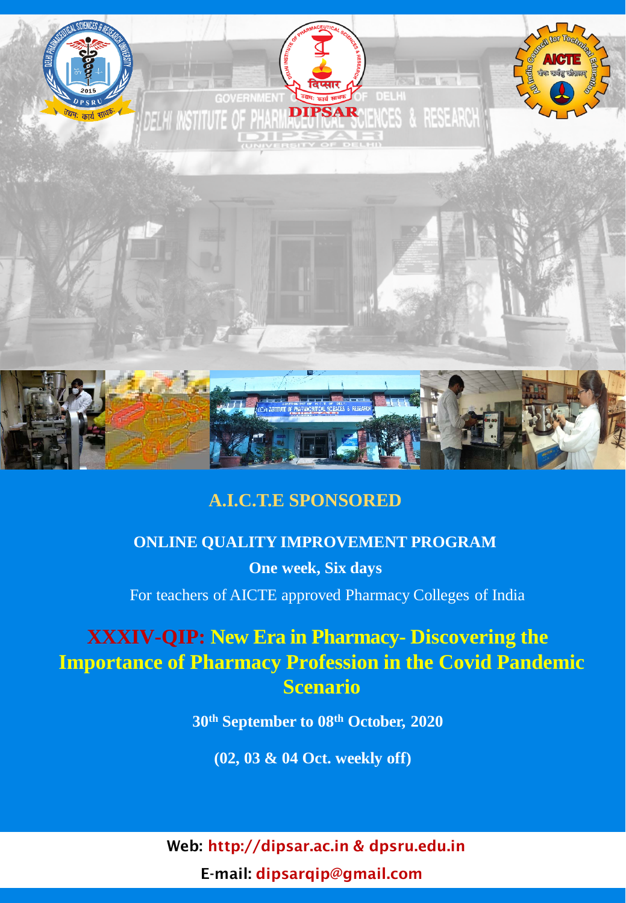## A.I.C.T.E SPONSORED

### ONLINE QUALITY IMPROVEMENT PROGRAM

**One week, Six days**

For teachers of AICTE approved Pharmacy Colleges of India

# XXXIV-QIP: New Era in Pharmacy- Discovering the Importance of Pharmacy Profession in the Covid Pandemic Scenario

**30th September to 08th October, 2020**

**(02, 03 & 04 Oct. weekly off)**

**Web:** http://dipsar.ac.in & dpsru.edu.in

**E-mail:** dipsarqip@gmail.com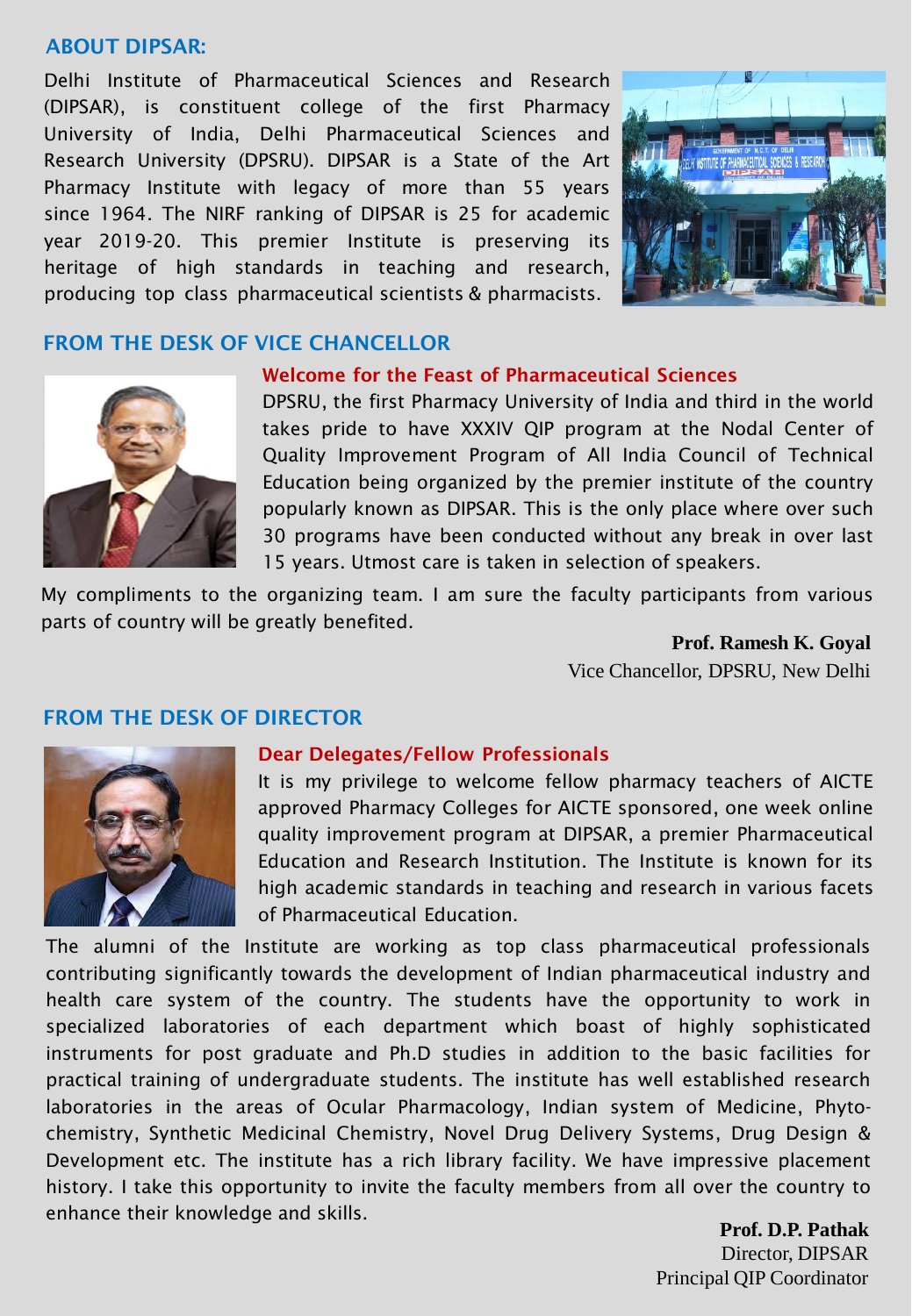## ABOUT DIPSAR:

Delhi Institute of Pharmaceutical Sciences and Research (DIPSAR), is constituent college of the first Pharmacy University of India, Delhi Pharmaceutical Sciences and Research University (DPSRU). DIPSAR is a State of the Art Pharmacy Institute with legacy of more than 55 years since 1964. The NIRF ranking of DIPSAR is 25 for academic year 2019-20. This premier Institute is preserving its heritage of high standards in teaching and research, producing top class pharmaceutical scientists & pharmacists.

## FROM THE DESK OF VICE CHANCELLOR

### Welcome for the Feast of Pharmaceutical Sciences

DPSRU, the first Pharmacy University of India and third in the world takes pride to have XXXIV QIP program at the Nodal Center of Quality Improvement Program of All India Council of Technical Education being organized by the premier institute of the country popularly known as DIPSAR. This is the only place where over such 30 programs have been conducted without any break in over last 15 years. Utmost care is taken in selection of speakers.

My compliments to the organizing team. I am sure the faculty participants from various parts of country will be greatly benefited.

**Prof. Ramesh K. Goyal**
Vice Chancellor, DPSRU, New Delhi

## FROM THE DESK OF DIRECTOR

### Dear Delegates/Fellow Professionals

It is my privilege to welcome fellow pharmacy teachers of AICTE approved Pharmacy Colleges for AICTE sponsored, one week online quality improvement program at DIPSAR, a premier Pharmaceutical Education and Research Institution. The Institute is known for its high academic standards in teaching and research in various facets of Pharmaceutical Education.

The alumni of the Institute are working as top class pharmaceutical professionals contributing significantly towards the development of Indian pharmaceutical industry and health care system of the country. The students have the opportunity to work in specialized laboratories of each department which boast of highly sophisticated instruments for post graduate and Ph.D studies in addition to the basic facilities for practical training of undergraduate students. The institute has well established research laboratories in the areas of Ocular Pharmacology, Indian system of Medicine, Phyto-chemistry, Synthetic Medicinal Chemistry, Novel Drug Delivery Systems, Drug Design & Development etc. The institute has a rich library facility. We have impressive placement history. I take this opportunity to invite the faculty members from all over the country to enhance their knowledge and skills.

**Prof. D.P. Pathak**
Director, DIPSAR
Principal QIP Coordinator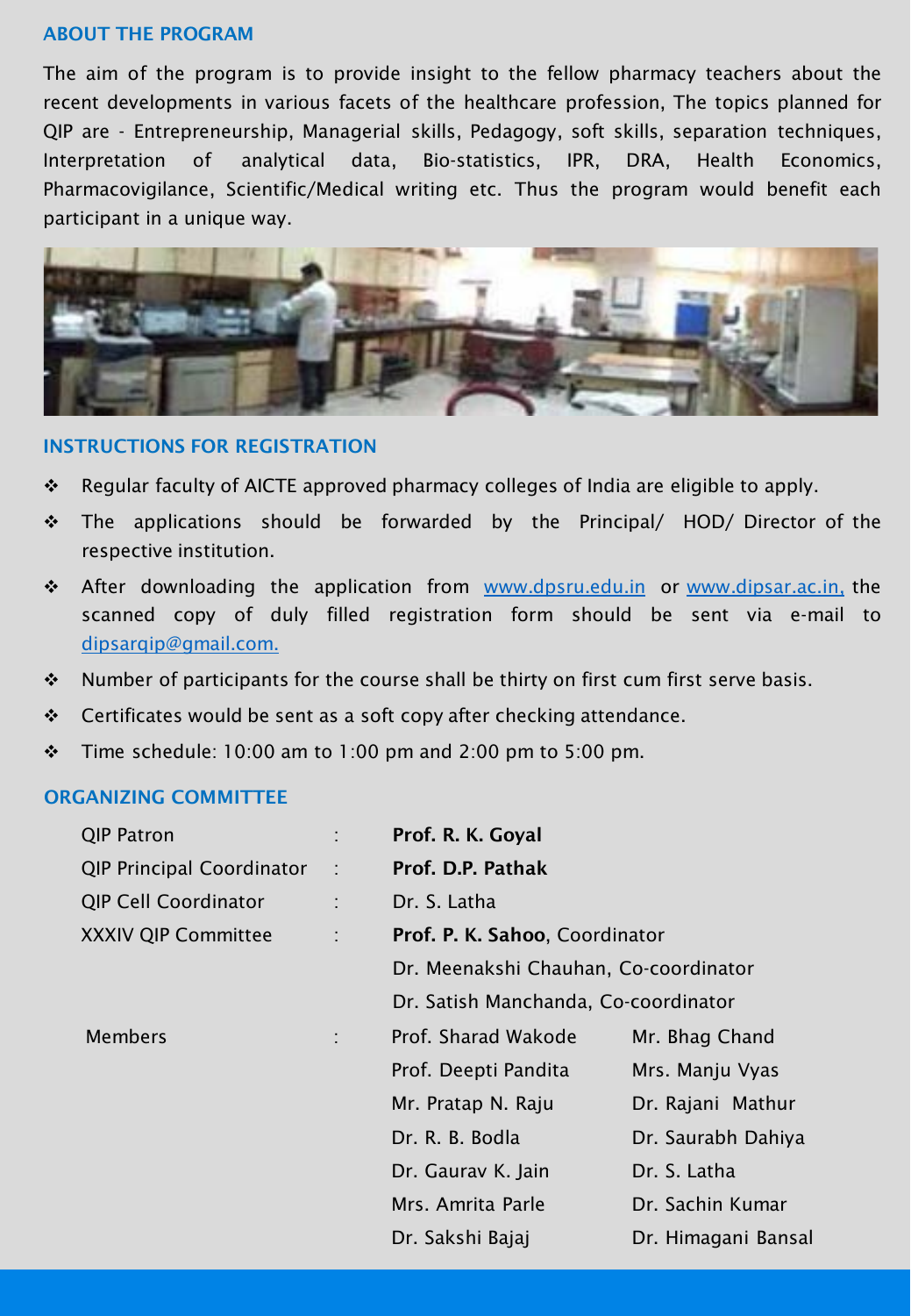## ABOUT THE PROGRAM

The aim of the program is to provide insight to the fellow pharmacy teachers about the recent developments in various facets of the healthcare profession, The topics planned for QIP are - Entrepreneurship, Managerial skills, Pedagogy, soft skills, separation techniques, Interpretation of analytical data, Bio-statistics, IPR, DRA, Health Economics, Pharmacovigilance, Scientific/Medical writing etc. Thus the program would benefit each participant in a unique way.

## INSTRUCTIONS FOR REGISTRATION

- Regular faculty of AICTE approved pharmacy colleges of India are eligible to apply.
- The applications should be forwarded by the Principal/ HOD/ Director of the respective institution.
- After downloading the application from www.dpsru.edu.in or www.dipsar.ac.in, the scanned copy of duly filled registration form should be sent via e-mail to dipsarqip@gmail.com.
- Number of participants for the course shall be thirty on first cum first serve basis.
- Certificates would be sent as a soft copy after checking attendance.
- Time schedule: 10:00 am to 1:00 pm and 2:00 pm to 5:00 pm.

## ORGANIZING COMMITTEE

QIP Patron : **Prof. R. K. Goyal**

QIP Principal Coordinator : **Prof. D.P. Pathak**

QIP Cell Coordinator : Dr. S. Latha

XXXIV QIP Committee : **Prof. P. K. Sahoo**, Coordinator
Dr. Meenakshi Chauhan, Co-coordinator
Dr. Satish Manchanda, Co-coordinator

Members :

| | |
|---|---|
| Prof. Sharad Wakode | Mr. Bhag Chand |
| Prof. Deepti Pandita | Mrs. Manju Vyas |
| Mr. Pratap N. Raju | Dr. Rajani Mathur |
| Dr. R. B. Bodla | Dr. Saurabh Dahiya |
| Dr. Gaurav K. Jain | Dr. S. Latha |
| Mrs. Amrita Parle | Dr. Sachin Kumar |
| Dr. Sakshi Bajaj | Dr. Himagani Bansal |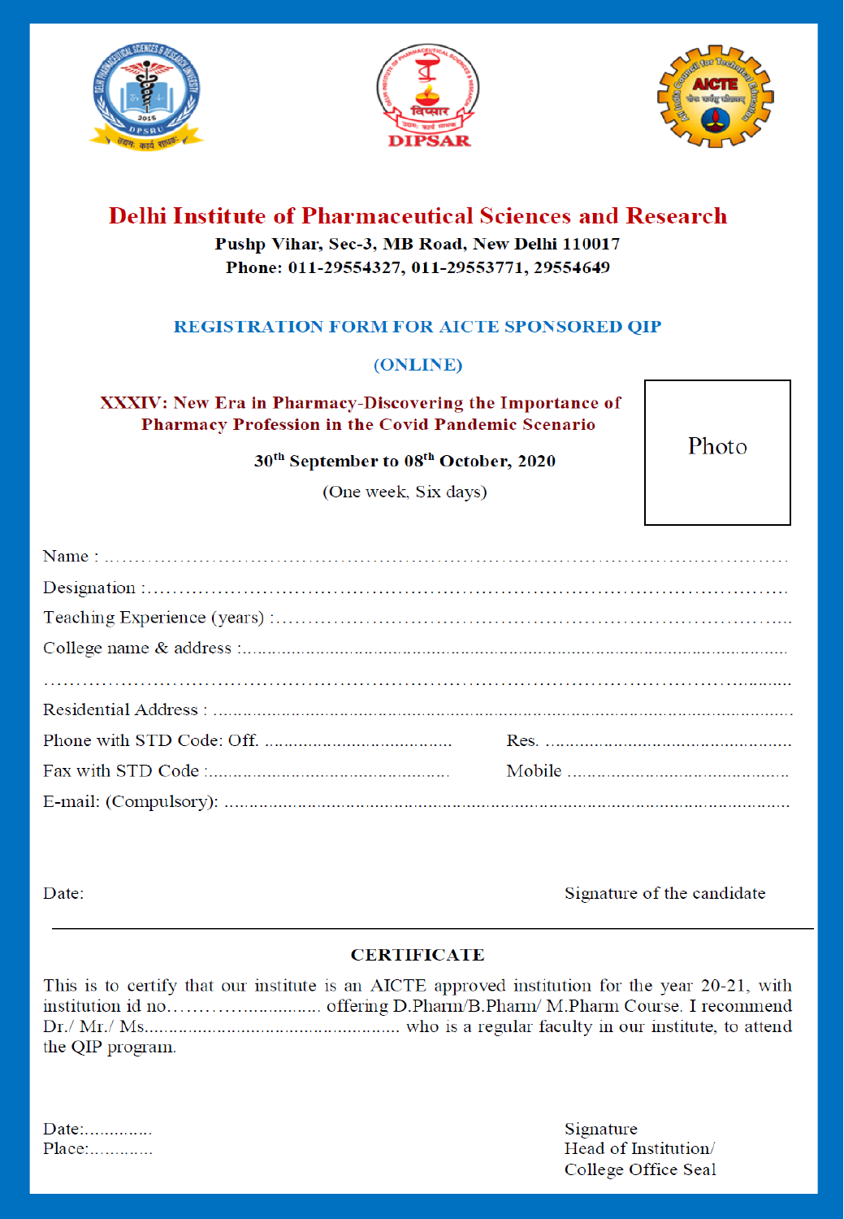# Delhi Institute of Pharmaceutical Sciences and Research

**Pushp Vihar, Sec-3, MB Road, New Delhi 110017**
**Phone: 011-29554327, 011-29553771, 29554649**

## REGISTRATION FORM FOR AICTE SPONSORED QIP

## (ONLINE)

**XXXIV: New Era in Pharmacy-Discovering the Importance of Pharmacy Profession in the Covid Pandemic Scenario**

**30th September to 08th October, 2020**

(One week, Six days)

Photo

Name : ……………………………………………………………………………………………

Designation :……………………………………………………………………………………

Teaching Experience (years) :…………………………………………………………………...

College name & address :...........................................................................................................

…………………………………………………………………………………………..........

Residential Address : ..................................................................................................................

Phone with STD Code: Off. ....................................... Res. ..................................................

Fax with STD Code :................................................... Mobile ..............................................

E-mail: (Compulsory): .................................................................................................................

Date: Signature of the candidate

---

## CERTIFICATE

This is to certify that our institute is an AICTE approved institution for the year 20-21, with institution id no.………….............. offering D.Pharm/B.Pharm/ M.Pharm Course. I recommend Dr./ Mr./ Ms..................................................... who is a regular faculty in our institute, to attend the QIP program.

Date:..............
Place:.............

Signature
Head of Institution/
College Office Seal